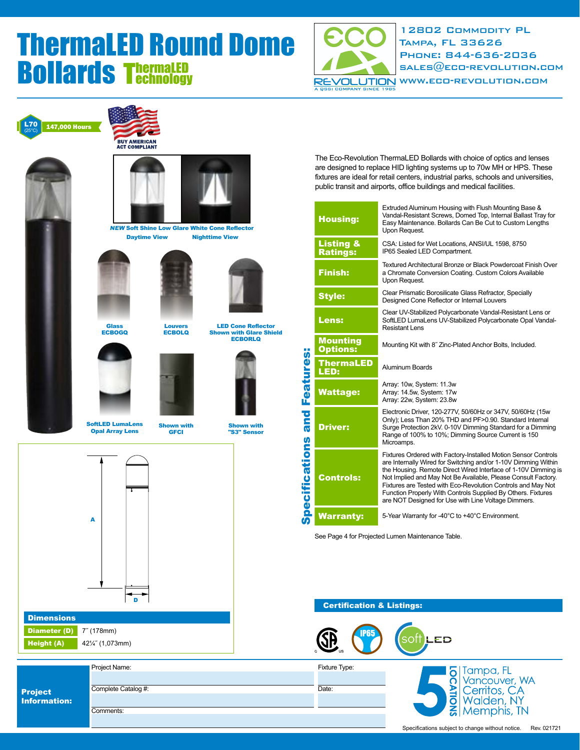# ThermaLED Round Dome Bollards ThermaLED Technology

ECO REVOLUTION
A QSSI COMPANY SINCE 1985

12802 Commodity PL
Tampa, FL 33626
Phone: 844-636-2036
sales@eco-revolution.com
www.eco-revolution.com

L70 (25°C) 147,000 Hours

BUY AMERICAN ACT COMPLIANT

***NEW*** **Soft Shine Low Glare White Cone Reflector**

**Daytime View** | **Nighttime View**

**Glass ECBOGQ**

**Louvers ECBOLQ**

**LED Cone Reflector Shown with Glare Shield ECBORLQ**

**SoftLED LumaLens Opal Array Lens**

**Shown with GFCI**

**Shown with "S3" Sensor**

The Eco-Revolution ThermaLED Bollards with choice of optics and lenses are designed to replace HID lighting systems up to 70w MH or HPS. These fixtures are ideal for retail centers, industrial parks, schools and universities, public transit and airports, office buildings and medical facilities.

## Specifications and Features:

| | |
|---|---|
| **Housing:** | Extruded Aluminum Housing with Flush Mounting Base & Vandal-Resistant Screws, Domed Top, Internal Ballast Tray for Easy Maintenance. Bollards Can Be Cut to Custom Lengths Upon Request. |
| **Listing & Ratings:** | CSA: Listed for Wet Locations, ANSI/UL 1598, 8750<br>IP65 Sealed LED Compartment. |
| **Finish:** | Textured Architectural Bronze or Black Powdercoat Finish Over a Chromate Conversion Coating. Custom Colors Available Upon Request. |
| **Style:** | Clear Prismatic Borosilicate Glass Refractor, Specially Designed Cone Reflector or Internal Louvers |
| **Lens:** | Clear UV-Stabilized Polycarbonate Vandal-Resistant Lens or SoftLED LumaLens UV-Stabilized Polycarbonate Opal Vandal-Resistant Lens |
| **Mounting Options:** | Mounting Kit with 8˝ Zinc-Plated Anchor Bolts, Included. |
| **ThermaLED LED:** | Aluminum Boards |
| **Wattage:** | Array: 10w, System: 11.3w<br>Array: 14.5w, System: 17w<br>Array: 22w, System: 23.8w |
| **Driver:** | Electronic Driver, 120-277V, 50/60Hz or 347V, 50/60Hz (15w Only); Less Than 20% THD and PF>0.90. Standard Internal Surge Protection 2kV. 0-10V Dimming Standard for a Dimming Range of 100% to 10%; Dimming Source Current is 150 Microamps. |
| **Controls:** | Fixtures Ordered with Factory-Installed Motion Sensor Controls are Internally Wired for Switching and/or 1-10V Dimming Within the Housing. Remote Direct Wired Interface of 1-10V Dimming is Not Implied and May Not Be Available, Please Consult Factory. Fixtures are Tested with Eco-Revolution Controls and May Not Function Properly With Controls Supplied By Others. Fixtures are NOT Designed for Use with Line Voltage Dimmers. |
| **Warranty:** | 5-Year Warranty for -40°C to +40°C Environment. |

See Page 4 for Projected Lumen Maintenance Table.

A

D

## Dimensions

| | |
|---|---|
| **Diameter (D)** | 7˝ (178mm) |
| **Height (A)** | 42¼˝ (1,073mm) |

## Certification & Listings:

CSA C US | IP65 | soft LED

| **Project Information:** | |
|---|---|
| Project Name: | Fixture Type: |
| Complete Catalog #: | Date: |
| Comments: | |

5 LOCATIONS: Tampa, FL | Vancouver, WA | Cerritos, CA | Walden, NY | Memphis, TN

Specifications subject to change without notice. Rev. 021721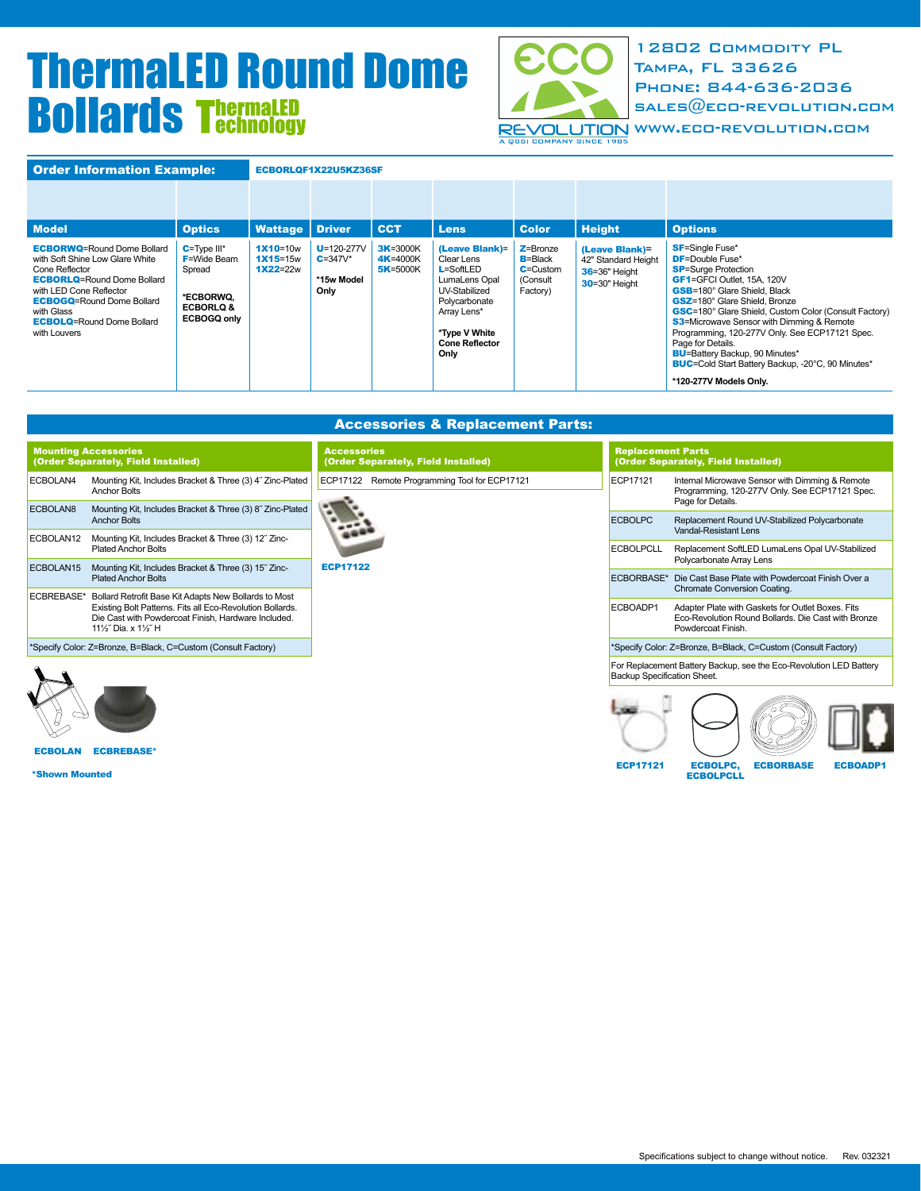# ThermaLED Round Dome Bollards ThermaLED Technology

12802 Commodity PL
Tampa, FL 33626
Phone: 844-636-2036
sales@eco-revolution.com
www.eco-revolution.com

ECO REVOLUTION — A QSSI COMPANY SINCE 1985

## Order Information Example: ECBORLQF1X22U5KZ36SF

| Model | Optics | Wattage | Driver | CCT | Lens | Color | Height | Options |
|---|---|---|---|---|---|---|---|---|
| **ECBORWQ**=Round Dome Bollard with Soft Shine Low Glare White Cone Reflector<br>**ECBORLQ**=Round Dome Bollard with LED Cone Reflector<br>**ECBOGQ**=Round Dome Bollard with Glass<br>**ECBOLQ**=Round Dome Bollard with Louvers | **C**=Type III*<br>**F**=Wide Beam Spread<br><br>***ECBORWQ, ECBORLQ & ECBOGQ only** | **1X10**=10w<br>**1X15**=15w<br>**1X22**=22w | **U**=120-277V<br>**C**=347V*<br><br>***15w Model Only** | **3K**=3000K<br>**4K**=4000K<br>**5K**=5000K | **(Leave Blank)**= Clear Lens<br>**L**=SoftLED LumaLens Opal UV-Stabilized Polycarbonate Array Lens*<br><br>***Type V White Cone Reflector Only** | **Z**=Bronze<br>**B**=Black<br>**C**=Custom (Consult Factory) | **(Leave Blank)**= 42" Standard Height<br>**36**=36" Height<br>**30**=30" Height | **SF**=Single Fuse*<br>**DF**=Double Fuse*<br>**SP**=Surge Protection<br>**GF1**=GFCI Outlet, 15A, 120V<br>**GSB**=180° Glare Shield, Black<br>**GSZ**=180° Glare Shield, Bronze<br>**GSC**=180° Glare Shield, Custom Color (Consult Factory)<br>**S3**=Microwave Sensor with Dimming & Remote Programming, 120-277V Only. See ECP17121 Spec. Page for Details.<br>**BU**=Battery Backup, 90 Minutes*<br>**BUC**=Cold Start Battery Backup, -20°C, 90 Minutes*<br><br>***120-277V Models Only.** |

## Accessories & Replacement Parts:

### Mounting Accessories (Order Separately, Field Installed)

| Part | Description |
|---|---|
| ECBOLAN4 | Mounting Kit, Includes Bracket & Three (3) 4" Zinc-Plated Anchor Bolts |
| ECBOLAN8 | Mounting Kit, Includes Bracket & Three (3) 8" Zinc-Plated Anchor Bolts |
| ECBOLAN12 | Mounting Kit, Includes Bracket & Three (3) 12" Zinc-Plated Anchor Bolts |
| ECBOLAN15 | Mounting Kit, Includes Bracket & Three (3) 15" Zinc-Plated Anchor Bolts |
| ECBREBASE* | Bollard Retrofit Base Kit Adapts New Bollards to Most Existing Bolt Patterns. Fits all Eco-Revolution Bollards. Die Cast with Powdercoat Finish, Hardware Included. 11½" Dia. x 1½" H |

*Specify Color: Z=Bronze, B=Black, C=Custom (Consult Factory)

**ECBOLAN** **ECBREBASE***

***Shown Mounted**

### Accessories (Order Separately, Field Installed)

| Part | Description |
|---|---|
| ECP17122 | Remote Programming Tool for ECP17121 |

**ECP17122**

### Replacement Parts (Order Separately, Field Installed)

| Part | Description |
|---|---|
| ECP17121 | Internal Microwave Sensor with Dimming & Remote Programming, 120-277V Only. See ECP17121 Spec. Page for Details. |
| ECBOLPC | Replacement Round UV-Stabilized Polycarbonate Vandal-Resistant Lens |
| ECBOLPCLL | Replacement SoftLED LumaLens Opal UV-Stabilized Polycarbonate Array Lens |
| ECBORBASE* | Die Cast Base Plate with Powdercoat Finish Over a Chromate Conversion Coating. |
| ECBOADP1 | Adapter Plate with Gaskets for Outlet Boxes. Fits Eco-Revolution Round Bollards. Die Cast with Bronze Powdercoat Finish. |

*Specify Color: Z=Bronze, B=Black, C=Custom (Consult Factory)

For Replacement Battery Backup, see the Eco-Revolution LED Battery Backup Specification Sheet.

**ECP17121** **ECBOLPC, ECBOLPCLL** **ECBORBASE** **ECBOADP1**

Specifications subject to change without notice. Rev. 032321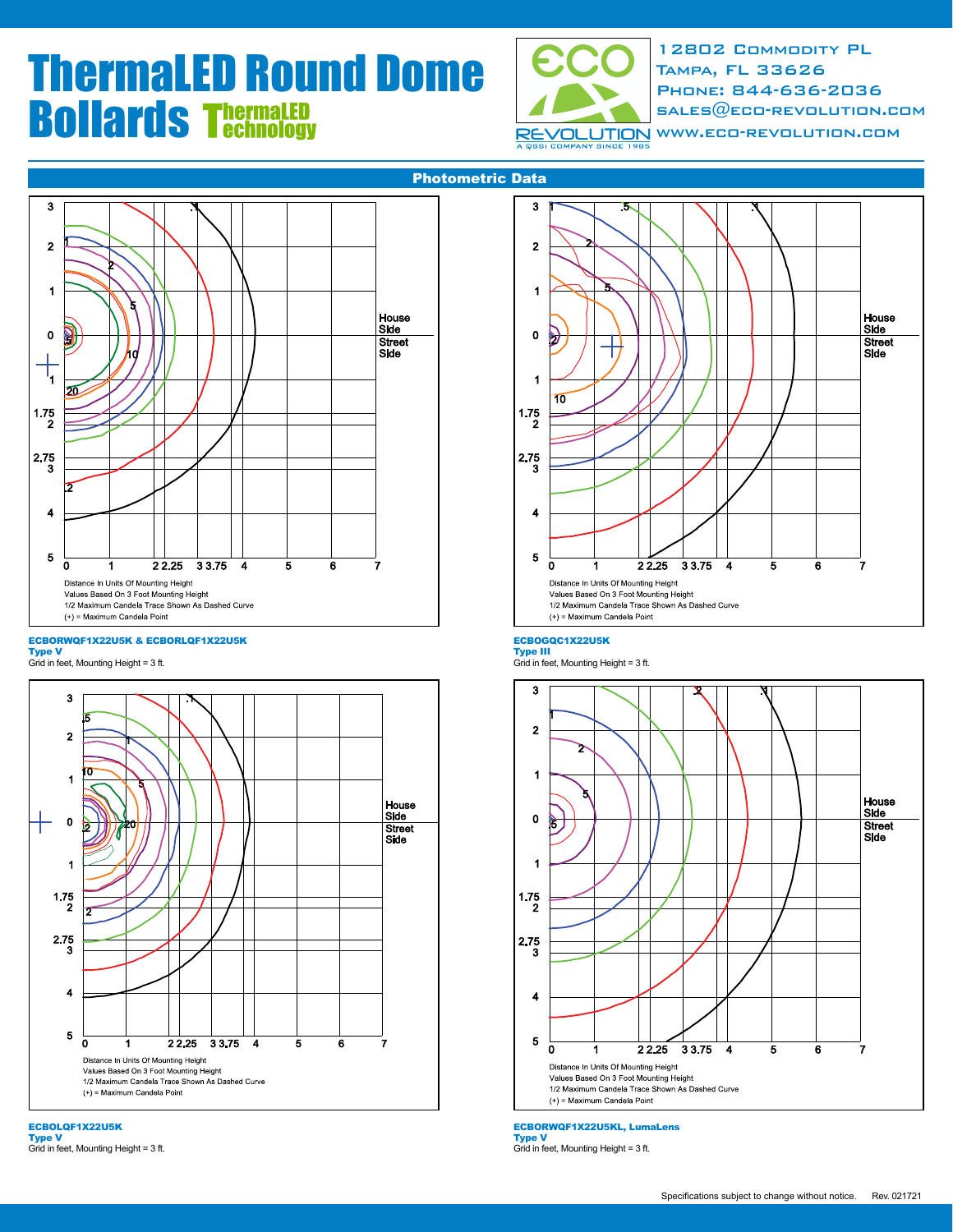# ThermaLED Round Dome Bollards ThermaLED Technology

12802 Commodity PL
Tampa, FL 33626
Phone: 844-636-2036
sales@eco-revolution.com
www.eco-revolution.com

## Photometric Data

Distance In Units Of Mounting Height
Values Based On 3 Foot Mounting Height
1/2 Maximum Candela Trace Shown As Dashed Curve
(+) = Maximum Candela Point

**ECBORWQF1X22U5K & ECBORLQF1X22U5K**
**Type V**
Grid in feet, Mounting Height = 3 ft.

Distance In Units Of Mounting Height
Values Based On 3 Foot Mounting Height
1/2 Maximum Candela Trace Shown As Dashed Curve
(+) = Maximum Candela Point

**ECBOGQC1X22U5K**
**Type III**
Grid in feet, Mounting Height = 3 ft.

Distance In Units Of Mounting Height
Values Based On 3 Foot Mounting Height
1/2 Maximum Candela Trace Shown As Dashed Curve
(+) = Maximum Candela Point

**ECBOLQF1X22U5K**
**Type V**
Grid in feet, Mounting Height = 3 ft.

Distance In Units Of Mounting Height
Values Based On 3 Foot Mounting Height
1/2 Maximum Candela Trace Shown As Dashed Curve
(+) = Maximum Candela Point

**ECBORWQF1X22U5KL, LumaLens**
**Type V**
Grid in feet, Mounting Height = 3 ft.

Specifications subject to change without notice. Rev. 021721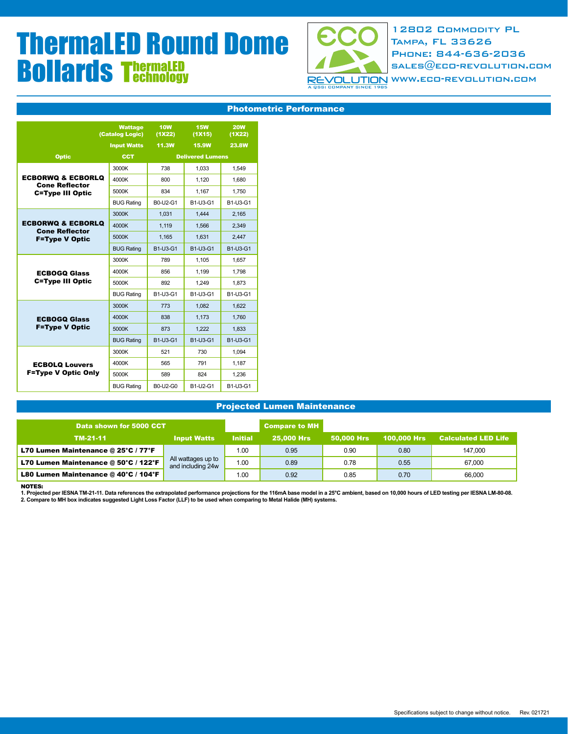# ThermaLED Round Dome Bollards ThermaLED Technology

ECO REVOLUTION
A QSSI COMPANY SINCE 1985

12802 Commodity PL
Tampa, FL 33626
Phone: 844-636-2036
sales@eco-revolution.com
www.eco-revolution.com

## Photometric Performance

| Optic | Wattage (Catalog Logic) | 10W (1X22) | 15W (1X15) | 20W (1X22) |
|---|---|---|---|---|
| | Input Watts | 11.3W | 15.9W | 23.8W |
| | CCT | Delivered Lumens | | |
| ECBORWQ & ECBORLQ Cone Reflector C=Type III Optic | 3000K | 738 | 1,033 | 1,549 |
| | 4000K | 800 | 1,120 | 1,680 |
| | 5000K | 834 | 1,167 | 1,750 |
| | BUG Rating | B0-U2-G1 | B1-U3-G1 | B1-U3-G1 |
| ECBORWQ & ECBORLQ Cone Reflector F=Type V Optic | 3000K | 1,031 | 1,444 | 2,165 |
| | 4000K | 1,119 | 1,566 | 2,349 |
| | 5000K | 1,165 | 1,631 | 2,447 |
| | BUG Rating | B1-U3-G1 | B1-U3-G1 | B1-U3-G1 |
| ECBOGQ Glass C=Type III Optic | 3000K | 789 | 1,105 | 1,657 |
| | 4000K | 856 | 1,199 | 1,798 |
| | 5000K | 892 | 1,249 | 1,873 |
| | BUG Rating | B1-U3-G1 | B1-U3-G1 | B1-U3-G1 |
| ECBOGQ Glass F=Type V Optic | 3000K | 773 | 1,082 | 1,622 |
| | 4000K | 838 | 1,173 | 1,760 |
| | 5000K | 873 | 1,222 | 1,833 |
| | BUG Rating | B1-U3-G1 | B1-U3-G1 | B1-U3-G1 |
| ECBOLQ Louvers F=Type V Optic Only | 3000K | 521 | 730 | 1,094 |
| | 4000K | 565 | 791 | 1,187 |
| | 5000K | 589 | 824 | 1,236 |
| | BUG Rating | B0-U2-G0 | B1-U2-G1 | B1-U3-G1 |

## Projected Lumen Maintenance

| Data shown for 5000 CCT | | | Compare to MH | | | |
|---|---|---|---|---|---|---|
| TM-21-11 | Input Watts | Initial | 25,000 Hrs | 50,000 Hrs | 100,000 Hrs | Calculated LED Life |
| L70 Lumen Maintenance @ 25°C / 77°F | All wattages up to and including 24w | 1.00 | 0.95 | 0.90 | 0.80 | 147,000 |
| L70 Lumen Maintenance @ 50°C / 122°F | | 1.00 | 0.89 | 0.78 | 0.55 | 67,000 |
| L80 Lumen Maintenance @ 40°C / 104°F | | 1.00 | 0.92 | 0.85 | 0.70 | 66,000 |

**NOTES:**

1. Projected per IESNA TM-21-11. Data references the extrapolated performance projections for the 116mA base model in a 25°C ambient, based on 10,000 hours of LED testing per IESNA LM-80-08.
2. Compare to MH box indicates suggested Light Loss Factor (LLF) to be used when comparing to Metal Halide (MH) systems.

Specifications subject to change without notice. Rev. 021721